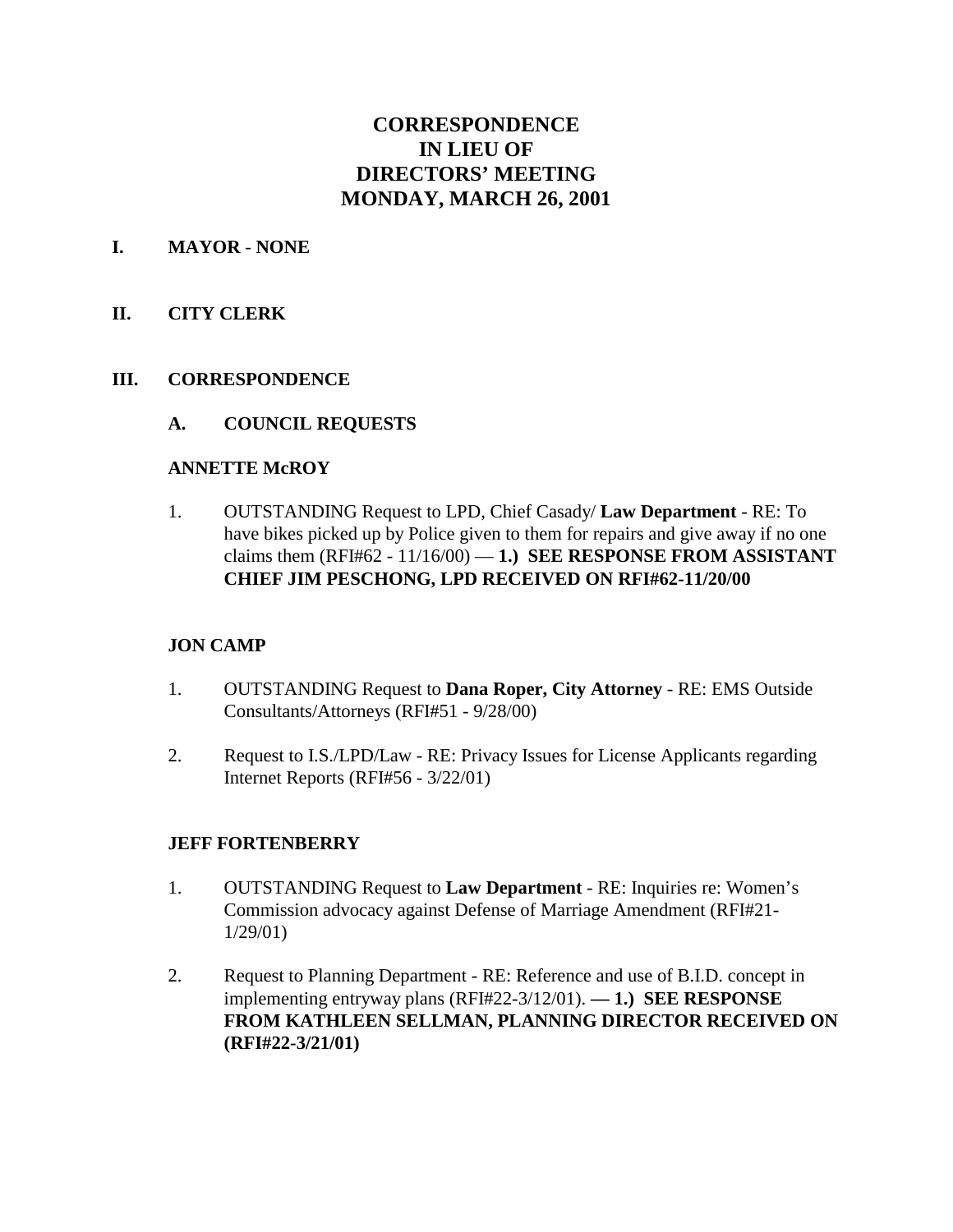# CORRESPONDENCE
# IN LIEU OF
# DIRECTORS' MEETING
# MONDAY, MARCH 26, 2001

## I. MAYOR - NONE

## II. CITY CLERK

## III. CORRESPONDENCE

### A. COUNCIL REQUESTS

**ANNETTE McROY**

1. OUTSTANDING Request to LPD, Chief Casady/ **Law Department** - RE: To have bikes picked up by Police given to them for repairs and give away if no one claims them (RFI#62 - 11/16/00) — **1.) SEE RESPONSE FROM ASSISTANT CHIEF JIM PESCHONG, LPD RECEIVED ON RFI#62-11/20/00**

**JON CAMP**

1. OUTSTANDING Request to **Dana Roper, City Attorney** - RE: EMS Outside Consultants/Attorneys (RFI#51 - 9/28/00)
2. Request to I.S./LPD/Law - RE: Privacy Issues for License Applicants regarding Internet Reports (RFI#56 - 3/22/01)

**JEFF FORTENBERRY**

1. OUTSTANDING Request to **Law Department** - RE: Inquiries re: Women's Commission advocacy against Defense of Marriage Amendment (RFI#21-1/29/01)
2. Request to Planning Department - RE: Reference and use of B.I.D. concept in implementing entryway plans (RFI#22-3/12/01). **— 1.) SEE RESPONSE FROM KATHLEEN SELLMAN, PLANNING DIRECTOR RECEIVED ON (RFI#22-3/21/01)**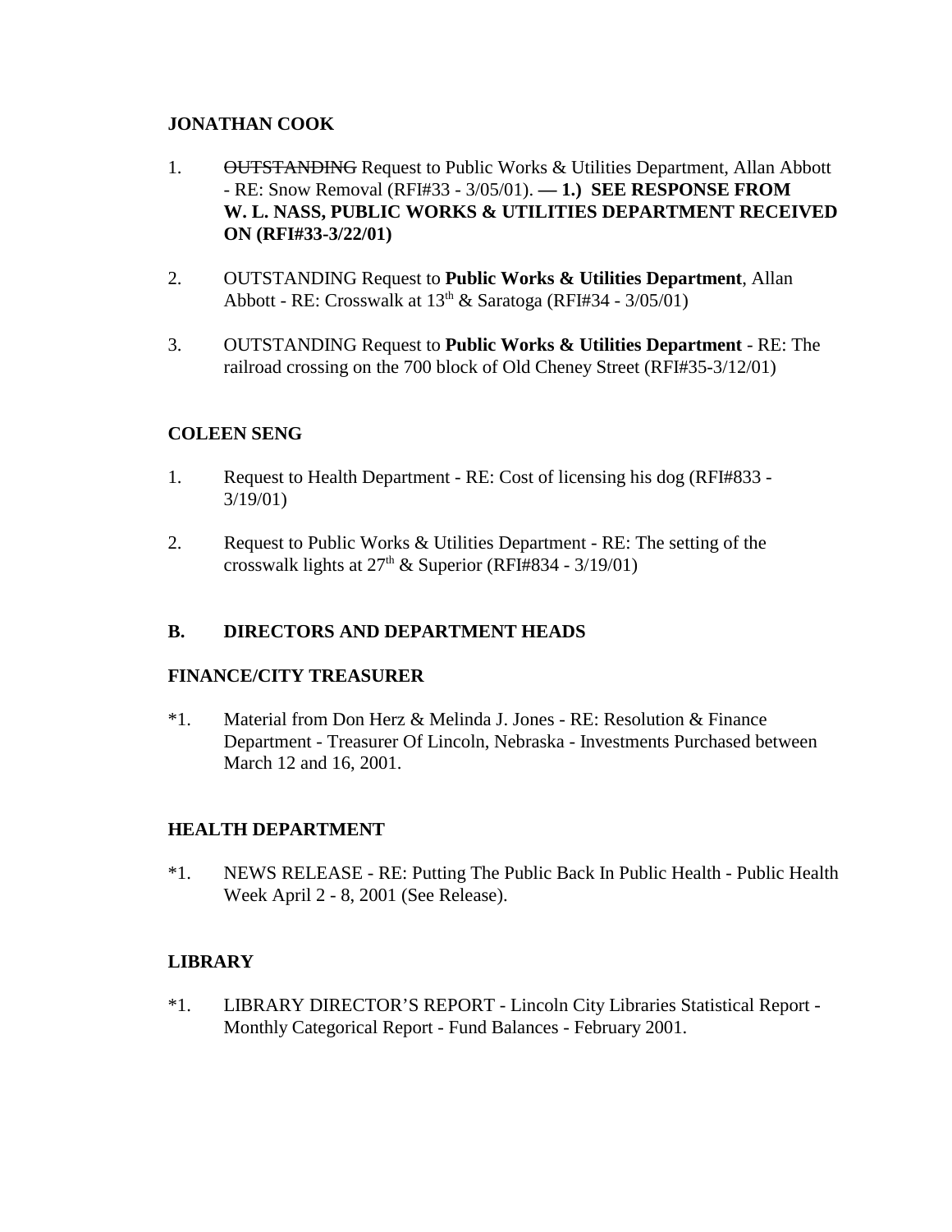**JONATHAN COOK**

1. ~~OUTSTANDING~~ Request to Public Works & Utilities Department, Allan Abbott - RE: Snow Removal (RFI#33 - 3/05/01). **— 1.) SEE RESPONSE FROM W. L. NASS, PUBLIC WORKS & UTILITIES DEPARTMENT RECEIVED ON (RFI#33-3/22/01)**

2. OUTSTANDING Request to **Public Works & Utilities Department**, Allan Abbott - RE: Crosswalk at 13th & Saratoga (RFI#34 - 3/05/01)

3. OUTSTANDING Request to **Public Works & Utilities Department** - RE: The railroad crossing on the 700 block of Old Cheney Street (RFI#35-3/12/01)

**COLEEN SENG**

1. Request to Health Department - RE: Cost of licensing his dog (RFI#833 - 3/19/01)

2. Request to Public Works & Utilities Department - RE: The setting of the crosswalk lights at 27th & Superior (RFI#834 - 3/19/01)

**B. DIRECTORS AND DEPARTMENT HEADS**

**FINANCE/CITY TREASURER**

*1. Material from Don Herz & Melinda J. Jones - RE: Resolution & Finance Department - Treasurer Of Lincoln, Nebraska - Investments Purchased between March 12 and 16, 2001.

**HEALTH DEPARTMENT**

*1. NEWS RELEASE - RE: Putting The Public Back In Public Health - Public Health Week April 2 - 8, 2001 (See Release).

**LIBRARY**

*1. LIBRARY DIRECTOR'S REPORT - Lincoln City Libraries Statistical Report - Monthly Categorical Report - Fund Balances - February 2001.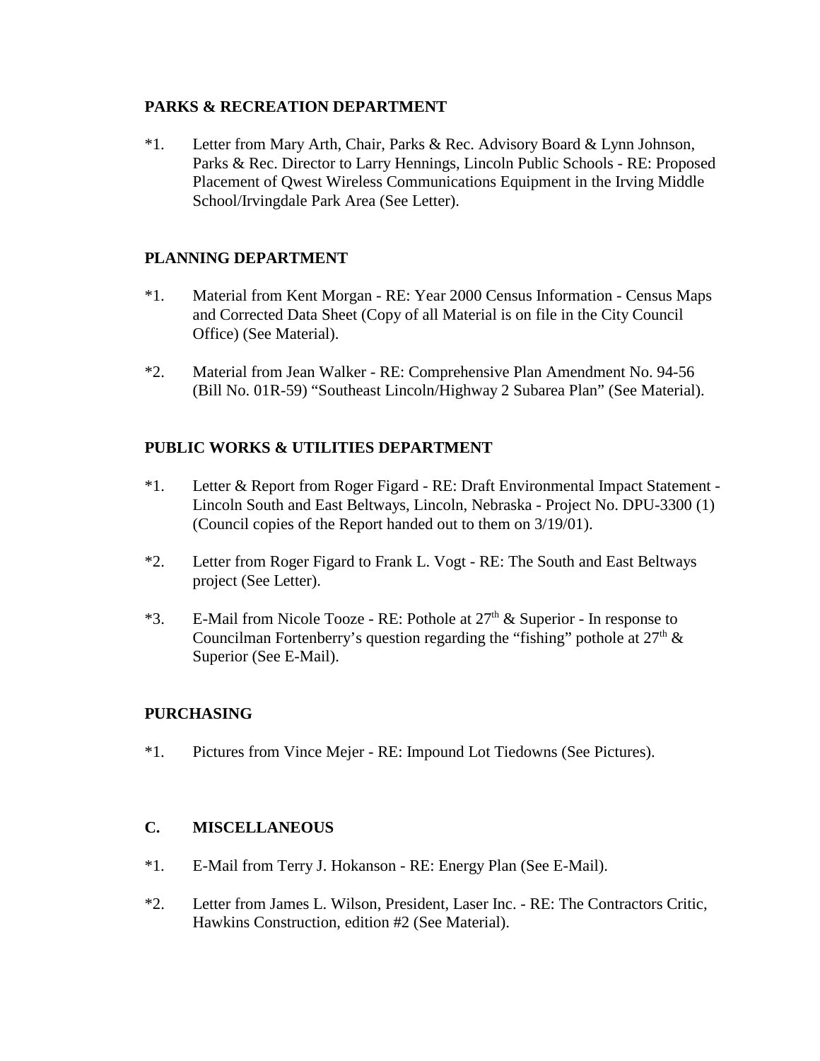**PARKS & RECREATION DEPARTMENT**

*1. Letter from Mary Arth, Chair, Parks & Rec. Advisory Board & Lynn Johnson, Parks & Rec. Director to Larry Hennings, Lincoln Public Schools - RE: Proposed Placement of Qwest Wireless Communications Equipment in the Irving Middle School/Irvingdale Park Area (See Letter).

**PLANNING DEPARTMENT**

*1. Material from Kent Morgan - RE: Year 2000 Census Information - Census Maps and Corrected Data Sheet (Copy of all Material is on file in the City Council Office) (See Material).

*2. Material from Jean Walker - RE: Comprehensive Plan Amendment No. 94-56 (Bill No. 01R-59) "Southeast Lincoln/Highway 2 Subarea Plan" (See Material).

**PUBLIC WORKS & UTILITIES DEPARTMENT**

*1. Letter & Report from Roger Figard - RE: Draft Environmental Impact Statement - Lincoln South and East Beltways, Lincoln, Nebraska - Project No. DPU-3300 (1) (Council copies of the Report handed out to them on 3/19/01).

*2. Letter from Roger Figard to Frank L. Vogt - RE: The South and East Beltways project (See Letter).

*3. E-Mail from Nicole Tooze - RE: Pothole at 27th & Superior - In response to Councilman Fortenberry's question regarding the "fishing" pothole at 27th & Superior (See E-Mail).

**PURCHASING**

*1. Pictures from Vince Mejer - RE: Impound Lot Tiedowns (See Pictures).

**C. MISCELLANEOUS**

*1. E-Mail from Terry J. Hokanson - RE: Energy Plan (See E-Mail).

*2. Letter from James L. Wilson, President, Laser Inc. - RE: The Contractors Critic, Hawkins Construction, edition #2 (See Material).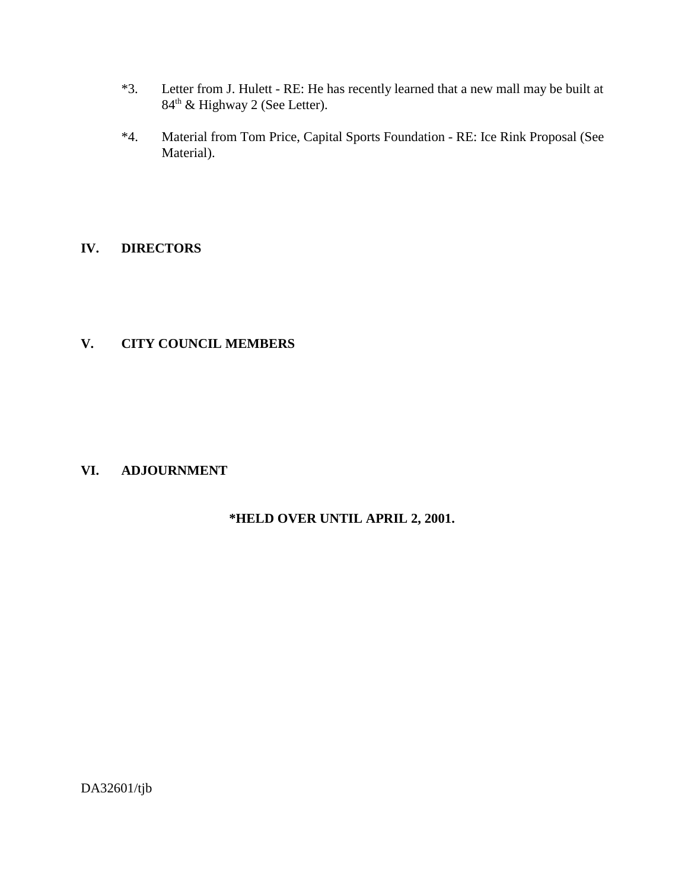*3. Letter from J. Hulett - RE: He has recently learned that a new mall may be built at 84th & Highway 2 (See Letter).

*4. Material from Tom Price, Capital Sports Foundation - RE: Ice Rink Proposal (See Material).

## IV. DIRECTORS

## V. CITY COUNCIL MEMBERS

## VI. ADJOURNMENT

**\*HELD OVER UNTIL APRIL 2, 2001.**

DA32601/tjb